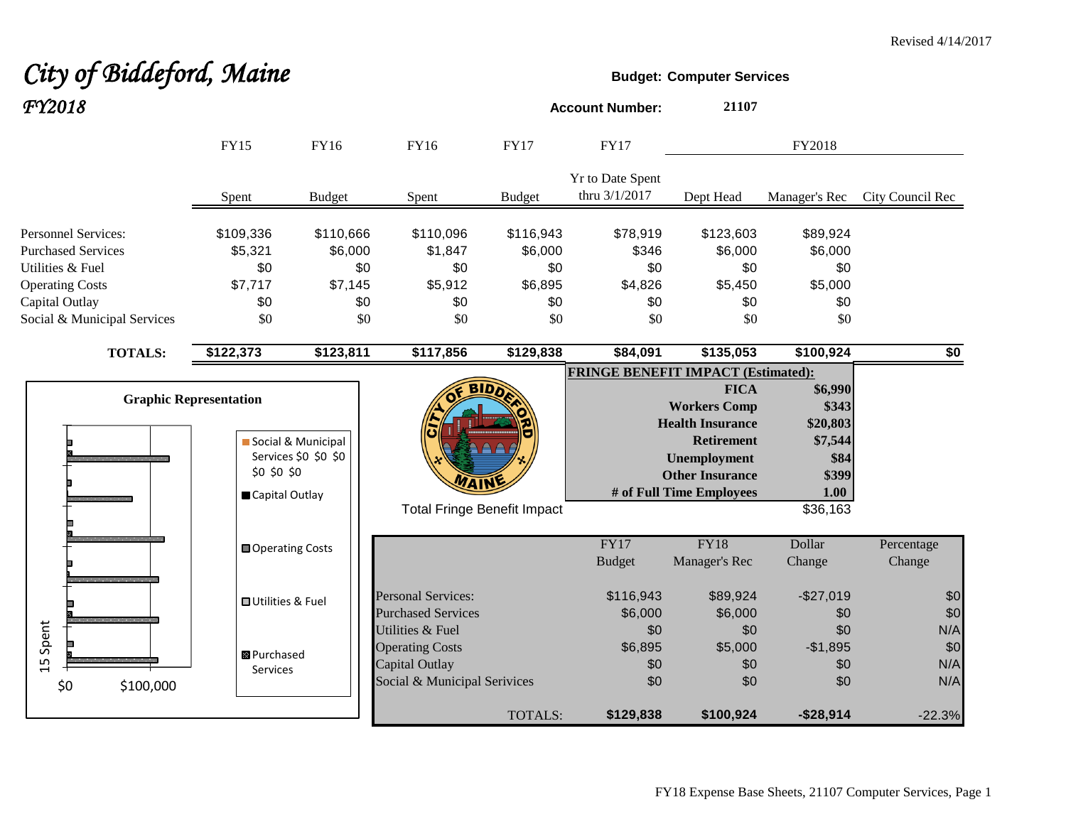Revised 4/14/2017

# City of Biddeford, Maine
## FY2018

**Budget: Computer Services**

**Account Number: 21107**

| | FY15 | FY16 | FY16 | FY17 | FY17 | FY2018 | | |
|---|---|---|---|---|---|---|---|---|
| | Spent | Budget | Spent | Budget | Yr to Date Spent thru 3/1/2017 | Dept Head | Manager's Rec | City Council Rec |
| Personnel Services: | $109,336 | $110,666 | $110,096 | $116,943 | $78,919 | $123,603 | $89,924 | |
| Purchased Services | $5,321 | $6,000 | $1,847 | $6,000 | $346 | $6,000 | $6,000 | |
| Utilities & Fuel | $0 | $0 | $0 | $0 | $0 | $0 | $0 | |
| Operating Costs | $7,717 | $7,145 | $5,912 | $6,895 | $4,826 | $5,450 | $5,000 | |
| Capital Outlay | $0 | $0 | $0 | $0 | $0 | $0 | $0 | |
| Social & Municipal Services | $0 | $0 | $0 | $0 | $0 | $0 | $0 | |
| **TOTALS:** | **$122,373** | **$123,811** | **$117,856** | **$129,838** | **$84,091** | **$135,053** | **$100,924** | **$0** |

**FRINGE BENEFIT IMPACT (Estimated):**

| | |
|---|---|
| **FICA** | **$6,990** |
| **Workers Comp** | **$343** |
| **Health Insurance** | **$20,803** |
| **Retirement** | **$7,544** |
| **Unemployment** | **$84** |
| **Other Insurance** | **$399** |
| **# of Full Time Employees** | **1.00** |
| Total Fringe Benefit Impact | $36,163 |

**Graphic Representation**

Legend: Social & Municipal Services $0 $0 $0 $0 $0 $0; Capital Outlay; Operating Costs; Utilities & Fuel; Purchased Services

| | FY17 Budget | FY18 Manager's Rec | Dollar Change | Percentage Change |
|---|---|---|---|---|
| Personal Services: | $116,943 | $89,924 | -$27,019 | $0 |
| Purchased Services | $6,000 | $6,000 | $0 | $0 |
| Utilities & Fuel | $0 | $0 | $0 | N/A |
| Operating Costs | $6,895 | $5,000 | -$1,895 | $0 |
| Capital Outlay | $0 | $0 | $0 | N/A |
| Social & Municipal Serivices | $0 | $0 | $0 | N/A |
| TOTALS: | **$129,838** | **$100,924** | **-$28,914** | -22.3% |

FY18 Expense Base Sheets, 21107 Computer Services, Page 1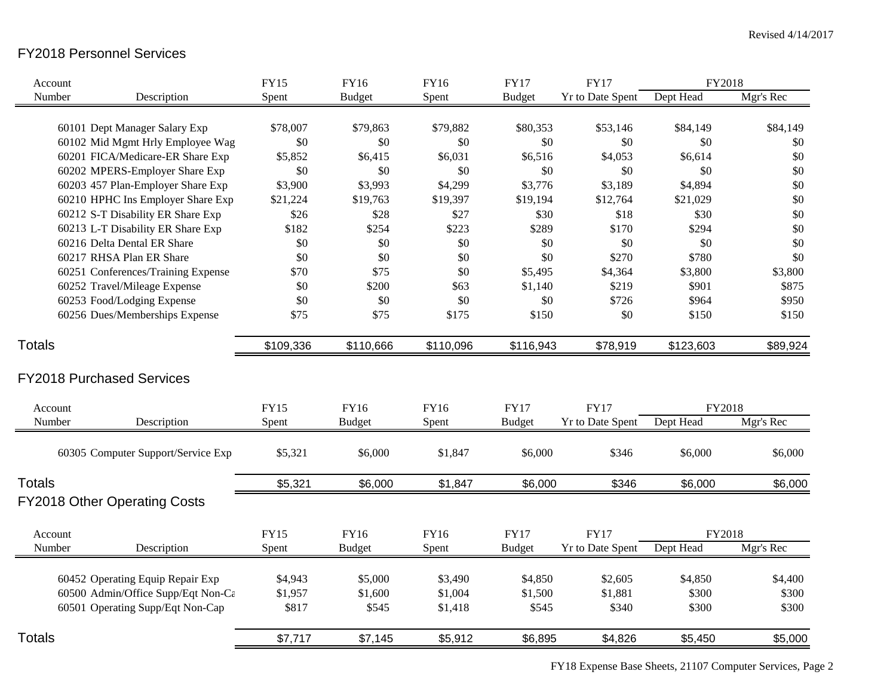Revised 4/14/2017

## FY2018 Personnel Services

| Account Number | Description | FY15 Spent | FY16 Budget | FY16 Spent | FY17 Budget | FY17 Yr to Date Spent | FY2018 Dept Head | FY2018 Mgr's Rec |
|---|---|---|---|---|---|---|---|---|
| 60101 | Dept Manager Salary Exp | $78,007 | $79,863 | $79,882 | $80,353 | $53,146 | $84,149 | $84,149 |
| 60102 | Mid Mgmt Hrly Employee Wag | $0 | $0 | $0 | $0 | $0 | $0 | $0 |
| 60201 | FICA/Medicare-ER Share Exp | $5,852 | $6,415 | $6,031 | $6,516 | $4,053 | $6,614 | $0 |
| 60202 | MPERS-Employer Share Exp | $0 | $0 | $0 | $0 | $0 | $0 | $0 |
| 60203 | 457 Plan-Employer Share Exp | $3,900 | $3,993 | $4,299 | $3,776 | $3,189 | $4,894 | $0 |
| 60210 | HPHC Ins Employer Share Exp | $21,224 | $19,763 | $19,397 | $19,194 | $12,764 | $21,029 | $0 |
| 60212 | S-T Disability ER Share Exp | $26 | $28 | $27 | $30 | $18 | $30 | $0 |
| 60213 | L-T Disability ER Share Exp | $182 | $254 | $223 | $289 | $170 | $294 | $0 |
| 60216 | Delta Dental ER Share | $0 | $0 | $0 | $0 | $0 | $0 | $0 |
| 60217 | RHSA Plan ER Share | $0 | $0 | $0 | $0 | $270 | $780 | $0 |
| 60251 | Conferences/Training Expense | $70 | $75 | $0 | $5,495 | $4,364 | $3,800 | $3,800 |
| 60252 | Travel/Mileage Expense | $0 | $200 | $63 | $1,140 | $219 | $901 | $875 |
| 60253 | Food/Lodging Expense | $0 | $0 | $0 | $0 | $726 | $964 | $950 |
| 60256 | Dues/Memberships Expense | $75 | $75 | $175 | $150 | $0 | $150 | $150 |
| **Totals** | | $109,336 | $110,666 | $110,096 | $116,943 | $78,919 | $123,603 | $89,924 |

## FY2018 Purchased Services

| Account Number | Description | FY15 Spent | FY16 Budget | FY16 Spent | FY17 Budget | FY17 Yr to Date Spent | FY2018 Dept Head | FY2018 Mgr's Rec |
|---|---|---|---|---|---|---|---|---|
| 60305 | Computer Support/Service Exp | $5,321 | $6,000 | $1,847 | $6,000 | $346 | $6,000 | $6,000 |
| **Totals** | | $5,321 | $6,000 | $1,847 | $6,000 | $346 | $6,000 | $6,000 |

## FY2018 Other Operating Costs

| Account Number | Description | FY15 Spent | FY16 Budget | FY16 Spent | FY17 Budget | FY17 Yr to Date Spent | FY2018 Dept Head | FY2018 Mgr's Rec |
|---|---|---|---|---|---|---|---|---|
| 60452 | Operating Equip Repair Exp | $4,943 | $5,000 | $3,490 | $4,850 | $2,605 | $4,850 | $4,400 |
| 60500 | Admin/Office Supp/Eqt Non-Ca | $1,957 | $1,600 | $1,004 | $1,500 | $1,881 | $300 | $300 |
| 60501 | Operating Supp/Eqt Non-Cap | $817 | $545 | $1,418 | $545 | $340 | $300 | $300 |
| **Totals** | | $7,717 | $7,145 | $5,912 | $6,895 | $4,826 | $5,450 | $5,000 |

FY18 Expense Base Sheets, 21107 Computer Services, Page 2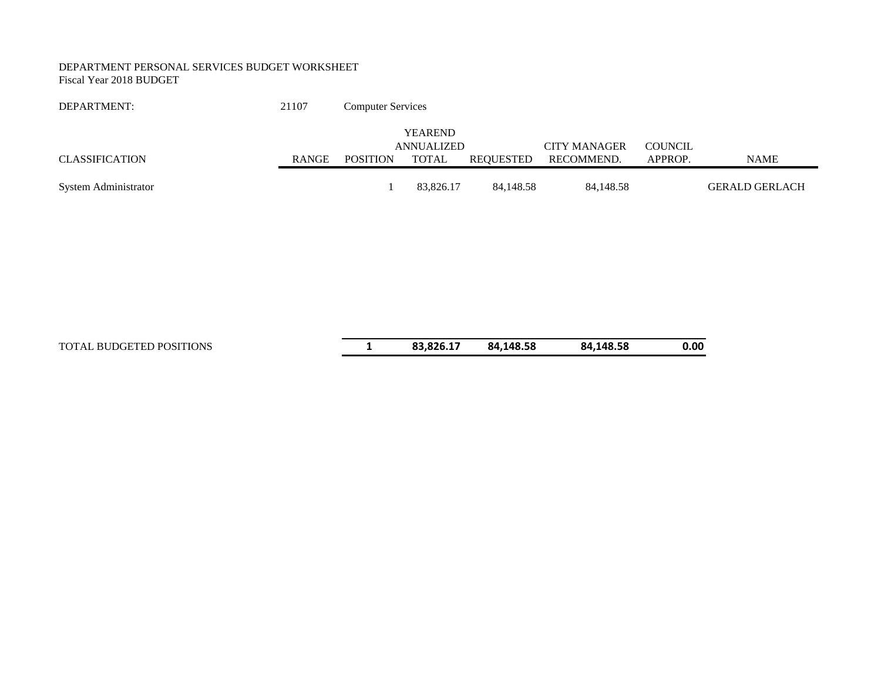DEPARTMENT PERSONAL SERVICES BUDGET WORKSHEET
Fiscal Year 2018 BUDGET

DEPARTMENT: 21107 Computer Services

| CLASSIFICATION | RANGE | POSITION | YEAREND ANNUALIZED TOTAL | REQUESTED | CITY MANAGER RECOMMEND. | COUNCIL APPROP. | NAME |
|---|---|---|---|---|---|---|---|
| System Administrator | | 1 | 83,826.17 | 84,148.58 | 84,148.58 | | GERALD GERLACH |
| TOTAL BUDGETED POSITIONS | | **1** | **83,826.17** | **84,148.58** | **84,148.58** | **0.00** | |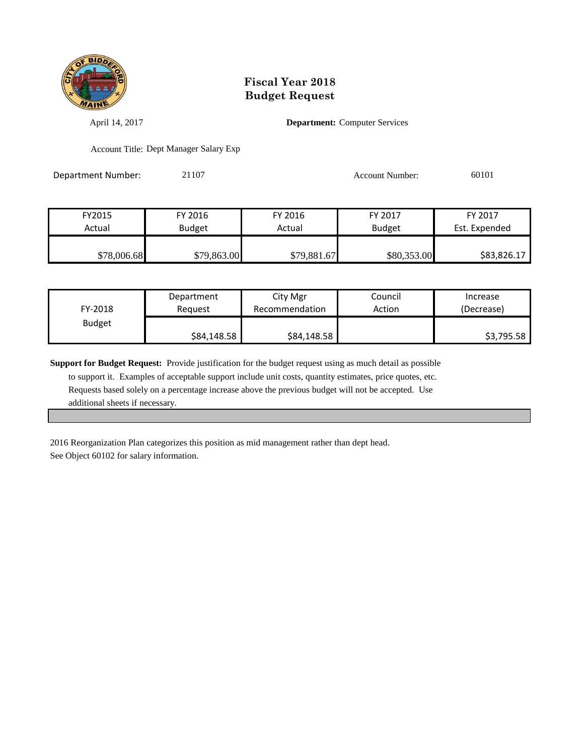# Fiscal Year 2018
# Budget Request

April 14, 2017 **Department:** Computer Services

Account Title: Dept Manager Salary Exp

Department Number: 21107 Account Number: 60101

| FY2015 Actual | FY 2016 Budget | FY 2016 Actual | FY 2017 Budget | FY 2017 Est. Expended |
|---|---|---|---|---|
| $78,006.68 | $79,863.00 | $79,881.67 | $80,353.00 | $83,826.17 |

| FY-2018 Budget | Department Request | City Mgr Recommendation | Council Action | Increase (Decrease) |
|---|---|---|---|---|
| | $84,148.58 | $84,148.58 | | $3,795.58 |

**Support for Budget Request:** Provide justification for the budget request using as much detail as possible to support it. Examples of acceptable support include unit costs, quantity estimates, price quotes, etc. Requests based solely on a percentage increase above the previous budget will not be accepted. Use additional sheets if necessary.

2016 Reorganization Plan categorizes this position as mid management rather than dept head.
See Object 60102 for salary information.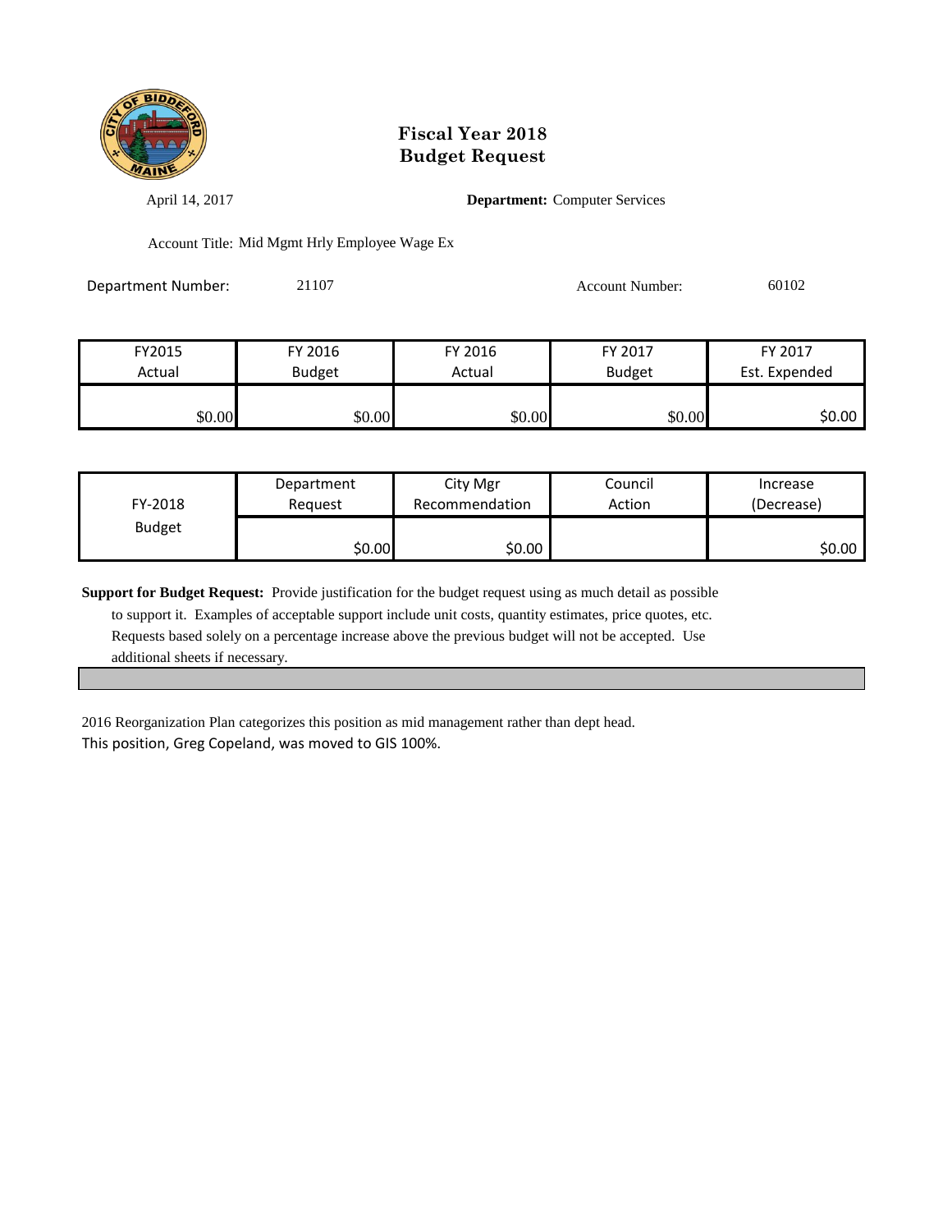# Fiscal Year 2018
# Budget Request

April 14, 2017

**Department:** Computer Services

Account Title: Mid Mgmt Hrly Employee Wage Ex

Department Number: 21107

Account Number: 60102

| FY2015 Actual | FY 2016 Budget | FY 2016 Actual | FY 2017 Budget | FY 2017 Est. Expended |
|---|---|---|---|---|
| $0.00 | $0.00 | $0.00 | $0.00 | $0.00 |

| FY-2018 Budget | Department Request | City Mgr Recommendation | Council Action | Increase (Decrease) |
|---|---|---|---|---|
| | $0.00 | $0.00 | | $0.00 |

**Support for Budget Request:** Provide justification for the budget request using as much detail as possible to support it. Examples of acceptable support include unit costs, quantity estimates, price quotes, etc. Requests based solely on a percentage increase above the previous budget will not be accepted. Use additional sheets if necessary.

2016 Reorganization Plan categorizes this position as mid management rather than dept head.
This position, Greg Copeland, was moved to GIS 100%.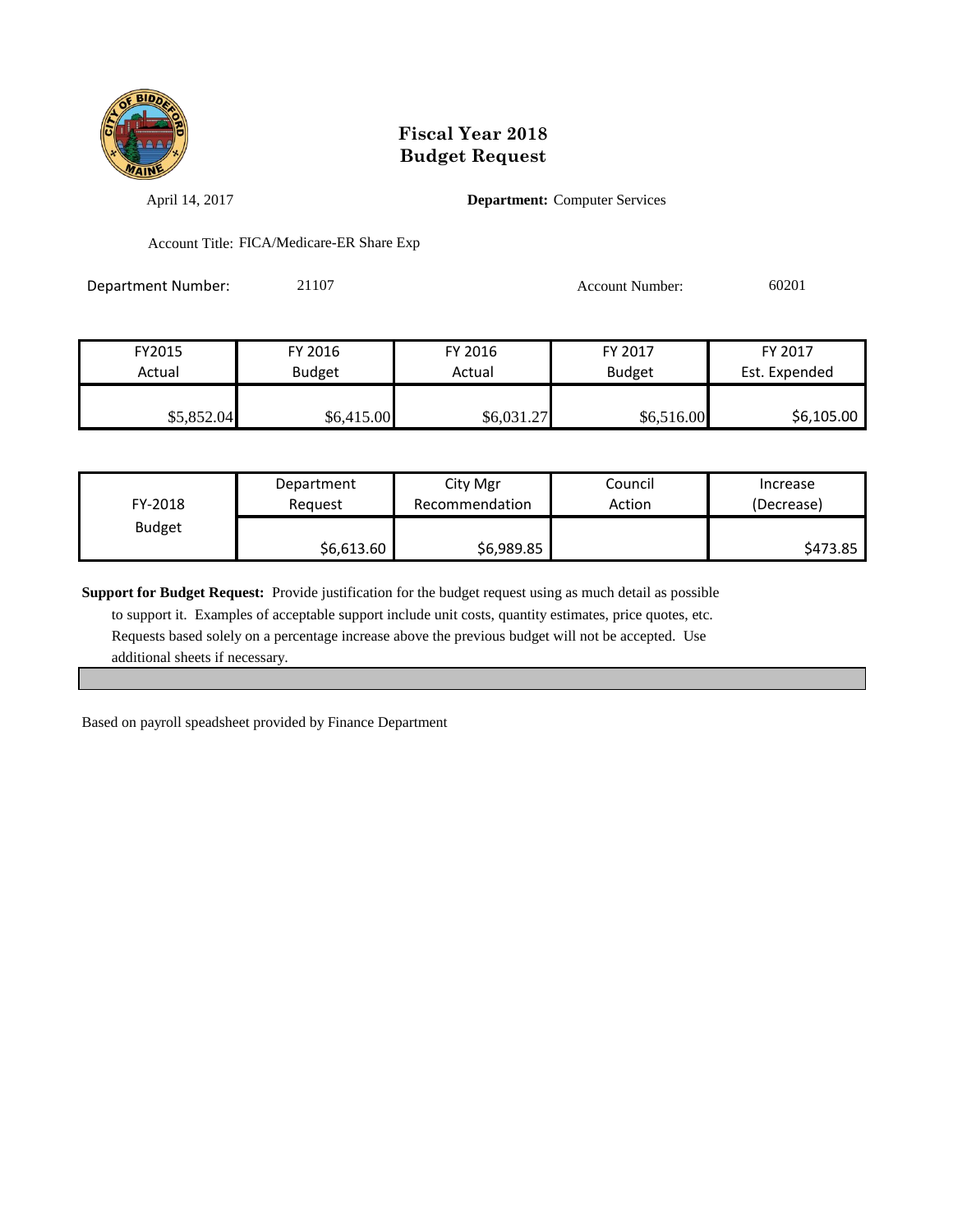# Fiscal Year 2018
# Budget Request

April 14, 2017

**Department:** Computer Services

Account Title: FICA/Medicare-ER Share Exp

Department Number: 21107

Account Number: 60201

| FY2015 Actual | FY 2016 Budget | FY 2016 Actual | FY 2017 Budget | FY 2017 Est. Expended |
|---|---|---|---|---|
| $5,852.04 | $6,415.00 | $6,031.27 | $6,516.00 | $6,105.00 |

| FY-2018 Budget | Department Request | City Mgr Recommendation | Council Action | Increase (Decrease) |
|---|---|---|---|---|
| | $6,613.60 | $6,989.85 | | $473.85 |

**Support for Budget Request:** Provide justification for the budget request using as much detail as possible to support it. Examples of acceptable support include unit costs, quantity estimates, price quotes, etc. Requests based solely on a percentage increase above the previous budget will not be accepted. Use additional sheets if necessary.

Based on payroll speadsheet provided by Finance Department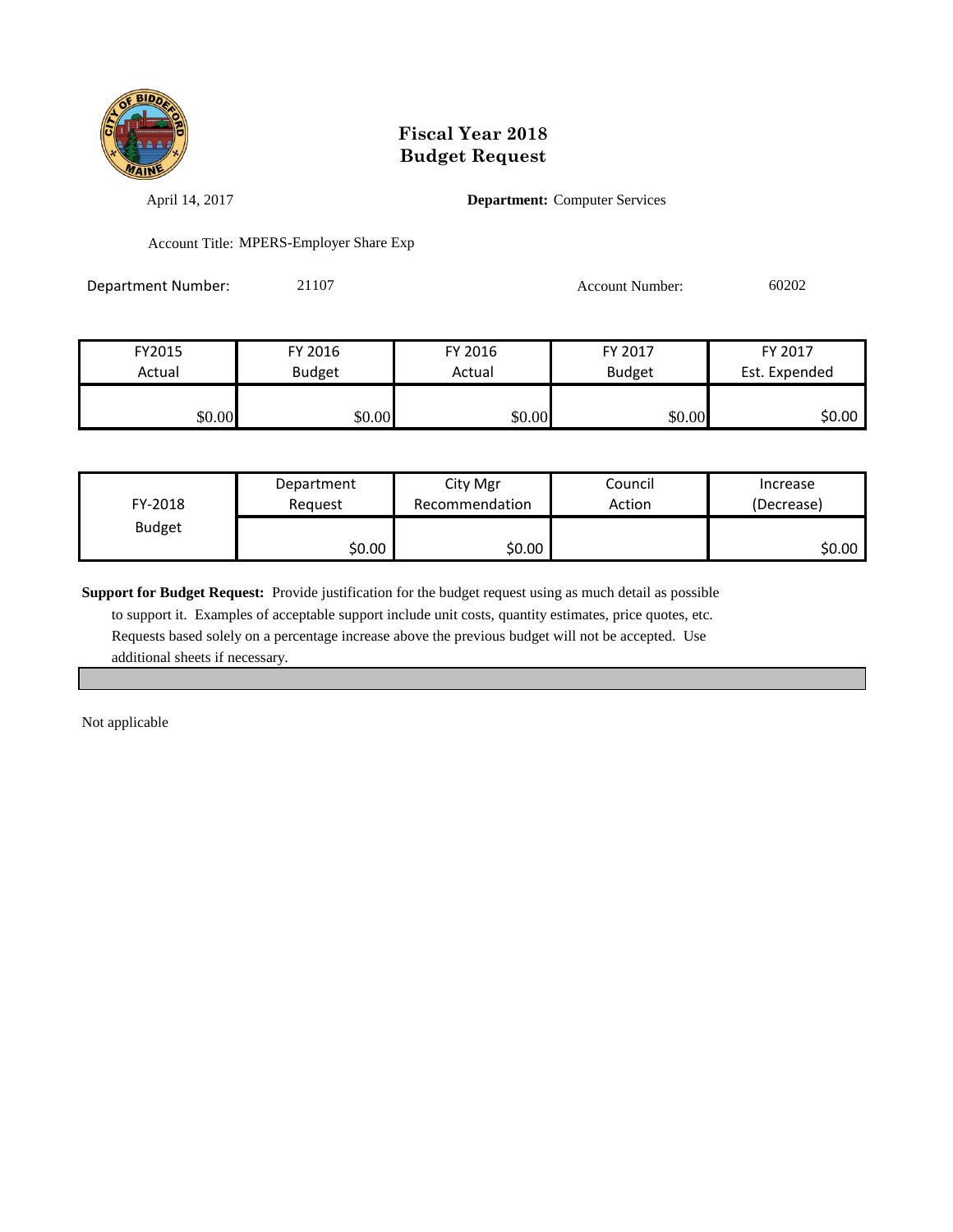# Fiscal Year 2018
# Budget Request

April 14, 2017

**Department:** Computer Services

Account Title: MPERS-Employer Share Exp

Department Number: 21107

Account Number: 60202

| FY2015 Actual | FY 2016 Budget | FY 2016 Actual | FY 2017 Budget | FY 2017 Est. Expended |
|---|---|---|---|---|
| $0.00 | $0.00 | $0.00 | $0.00 | $0.00 |

| FY-2018 Budget | Department Request | City Mgr Recommendation | Council Action | Increase (Decrease) |
|---|---|---|---|---|
| | $0.00 | $0.00 | | $0.00 |

**Support for Budget Request:** Provide justification for the budget request using as much detail as possible to support it. Examples of acceptable support include unit costs, quantity estimates, price quotes, etc. Requests based solely on a percentage increase above the previous budget will not be accepted. Use additional sheets if necessary.

Not applicable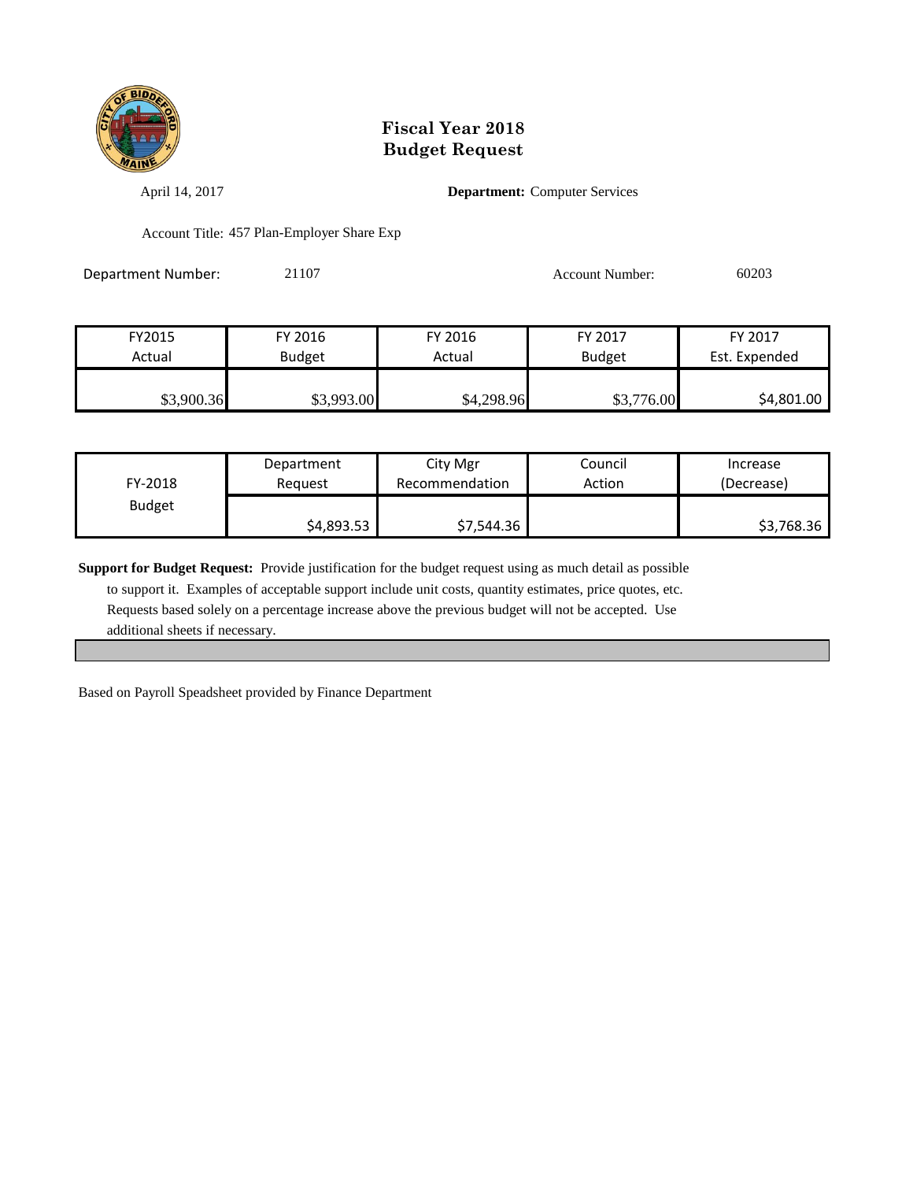# Fiscal Year 2018
# Budget Request

April 14, 2017

**Department:** Computer Services

Account Title: 457 Plan-Employer Share Exp

Department Number: 21107

Account Number: 60203

| FY2015 Actual | FY 2016 Budget | FY 2016 Actual | FY 2017 Budget | FY 2017 Est. Expended |
|---|---|---|---|---|
| $3,900.36 | $3,993.00 | $4,298.96 | $3,776.00 | $4,801.00 |

| FY-2018 Budget | Department Request | City Mgr Recommendation | Council Action | Increase (Decrease) |
|---|---|---|---|---|
| | $4,893.53 | $7,544.36 | | $3,768.36 |

**Support for Budget Request:** Provide justification for the budget request using as much detail as possible to support it. Examples of acceptable support include unit costs, quantity estimates, price quotes, etc. Requests based solely on a percentage increase above the previous budget will not be accepted. Use additional sheets if necessary.

Based on Payroll Speadsheet provided by Finance Department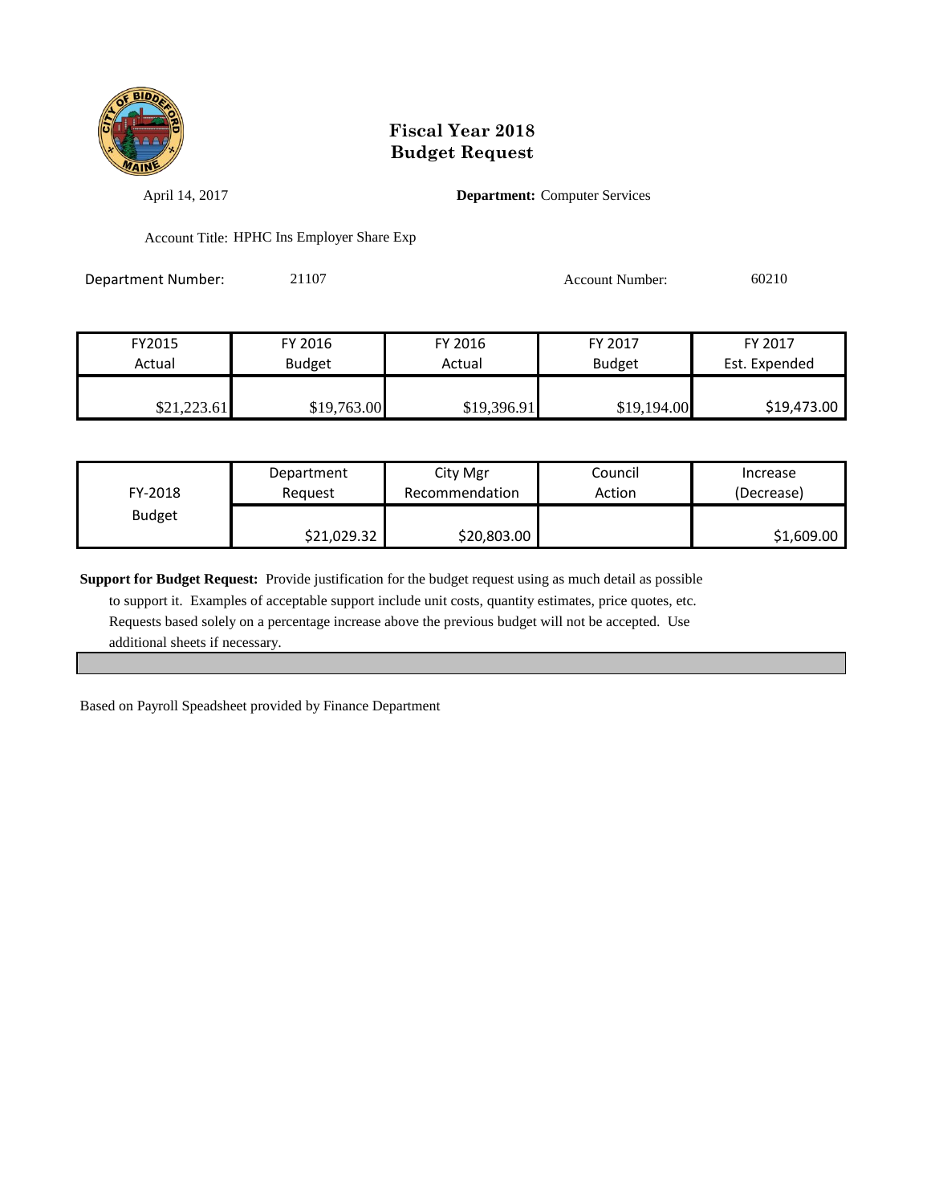# Fiscal Year 2018
# Budget Request

April 14, 2017

**Department:** Computer Services

Account Title: HPHC Ins Employer Share Exp

Department Number: 21107

Account Number: 60210

| FY2015 Actual | FY 2016 Budget | FY 2016 Actual | FY 2017 Budget | FY 2017 Est. Expended |
|---|---|---|---|---|
| $21,223.61 | $19,763.00 | $19,396.91 | $19,194.00 | $19,473.00 |

| FY-2018 Budget | Department Request | City Mgr Recommendation | Council Action | Increase (Decrease) |
|---|---|---|---|---|
| | $21,029.32 | $20,803.00 | | $1,609.00 |

**Support for Budget Request:** Provide justification for the budget request using as much detail as possible to support it. Examples of acceptable support include unit costs, quantity estimates, price quotes, etc. Requests based solely on a percentage increase above the previous budget will not be accepted. Use additional sheets if necessary.

Based on Payroll Speadsheet provided by Finance Department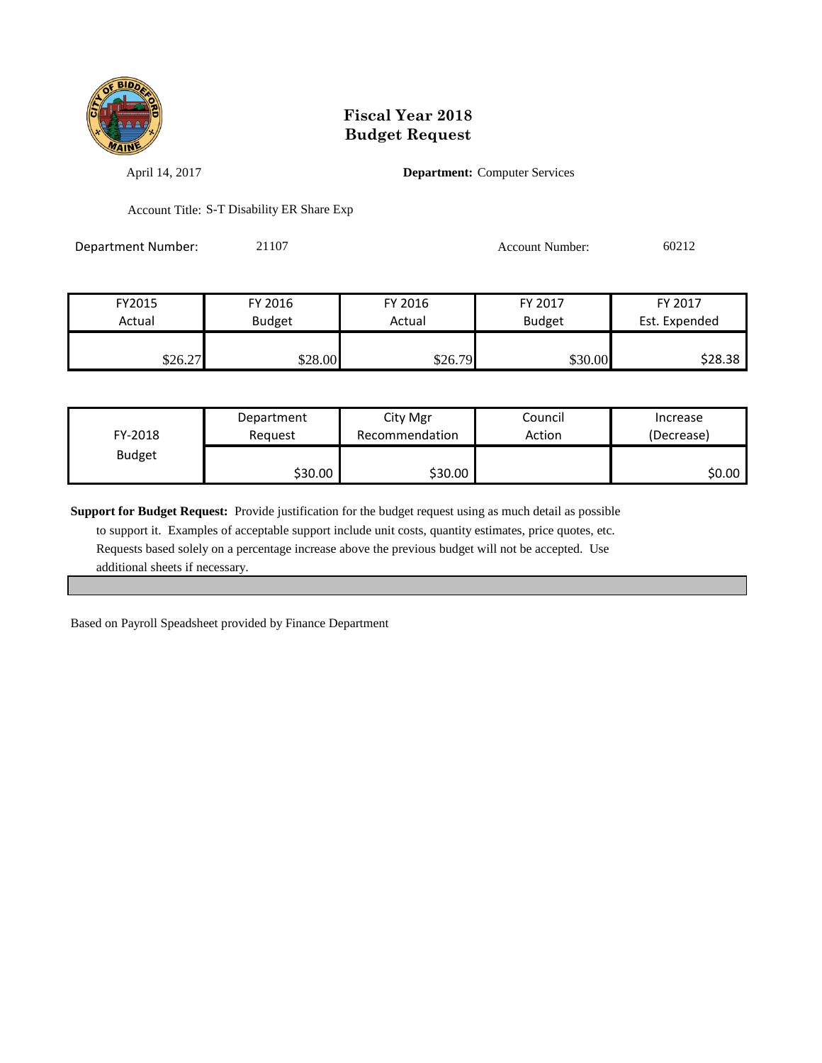# Fiscal Year 2018
# Budget Request

April 14, 2017

**Department:** Computer Services

Account Title: S-T Disability ER Share Exp

Department Number: 21107

Account Number: 60212

| FY2015 Actual | FY 2016 Budget | FY 2016 Actual | FY 2017 Budget | FY 2017 Est. Expended |
|---|---|---|---|---|
| $26.27 | $28.00 | $26.79 | $30.00 | $28.38 |

| FY-2018 Budget | Department Request | City Mgr Recommendation | Council Action | Increase (Decrease) |
|---|---|---|---|---|
| | $30.00 | $30.00 | | $0.00 |

**Support for Budget Request:** Provide justification for the budget request using as much detail as possible to support it. Examples of acceptable support include unit costs, quantity estimates, price quotes, etc. Requests based solely on a percentage increase above the previous budget will not be accepted. Use additional sheets if necessary.

Based on Payroll Speadsheet provided by Finance Department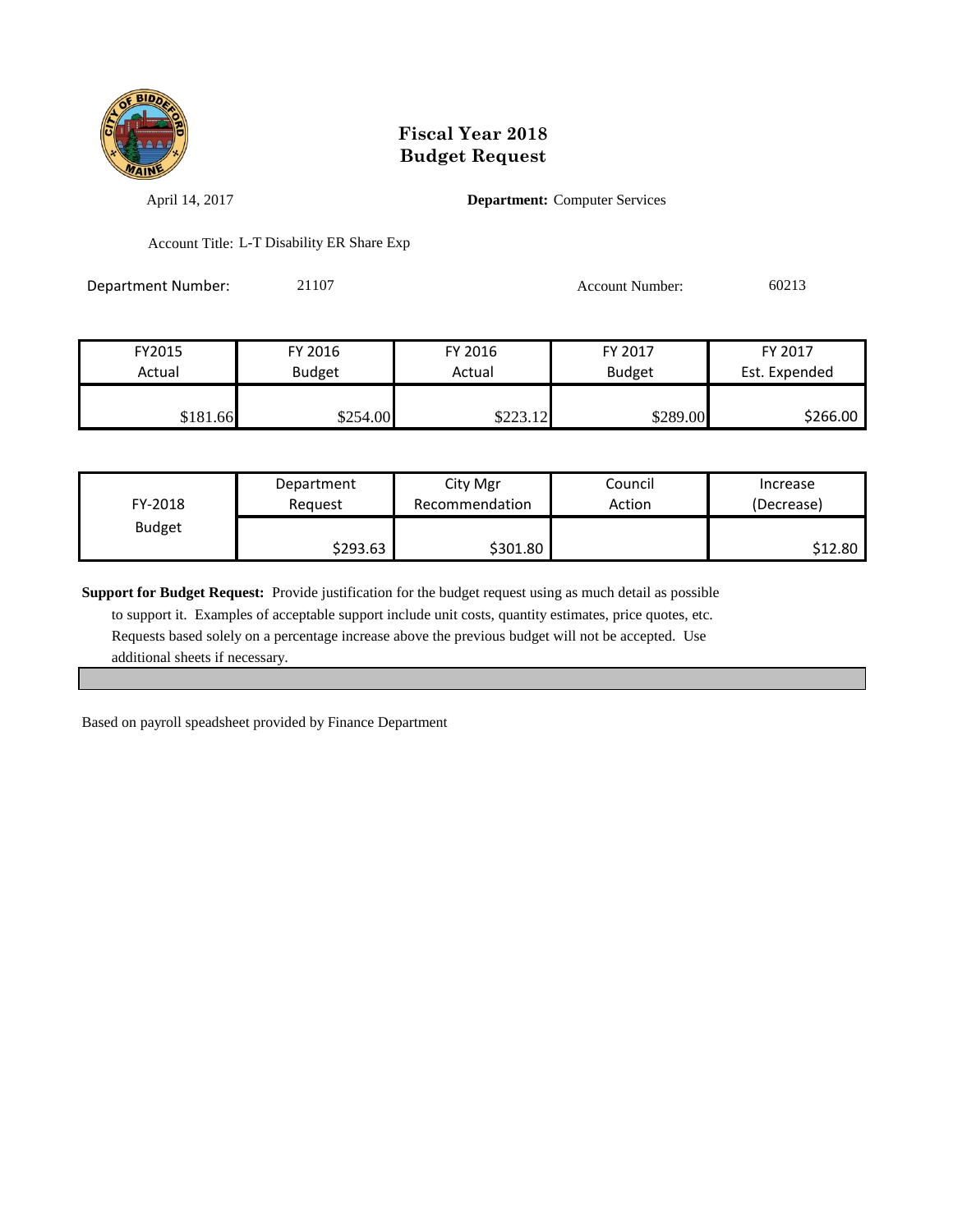# Fiscal Year 2018
# Budget Request

April 14, 2017

**Department:** Computer Services

Account Title: L-T Disability ER Share Exp

Department Number: 21107

Account Number: 60213

| FY2015 Actual | FY 2016 Budget | FY 2016 Actual | FY 2017 Budget | FY 2017 Est. Expended |
|---|---|---|---|---|
| $181.66 | $254.00 | $223.12 | $289.00 | $266.00 |

| FY-2018 Budget | Department Request | City Mgr Recommendation | Council Action | Increase (Decrease) |
|---|---|---|---|---|
| | $293.63 | $301.80 | | $12.80 |

**Support for Budget Request:** Provide justification for the budget request using as much detail as possible to support it. Examples of acceptable support include unit costs, quantity estimates, price quotes, etc. Requests based solely on a percentage increase above the previous budget will not be accepted. Use additional sheets if necessary.

Based on payroll speadsheet provided by Finance Department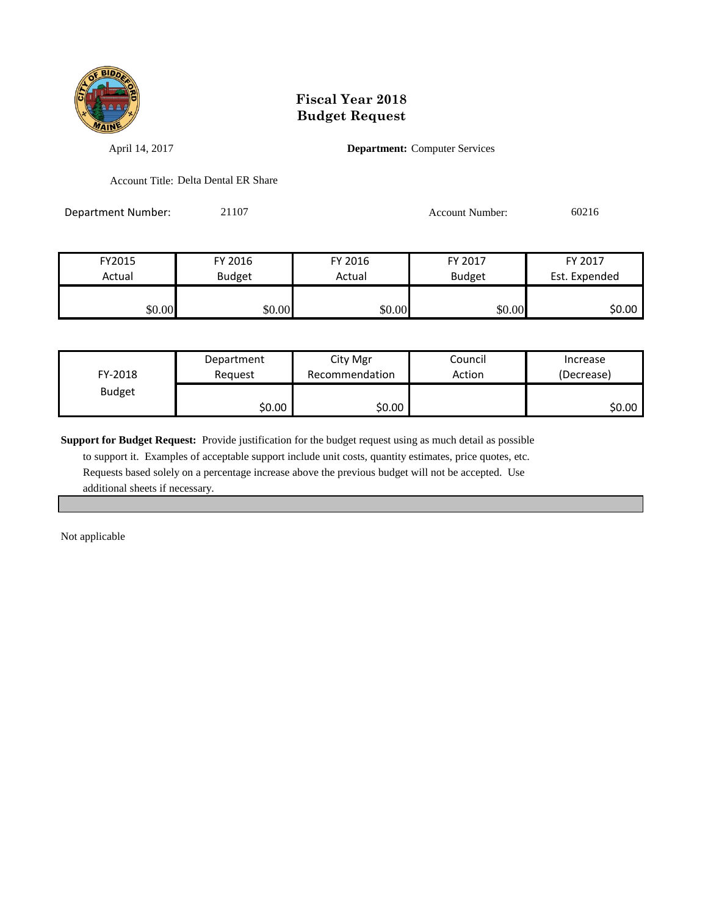# Fiscal Year 2018
# Budget Request

April 14, 2017

**Department:** Computer Services

Account Title: Delta Dental ER Share

Department Number: 21107

Account Number: 60216

| FY2015 Actual | FY 2016 Budget | FY 2016 Actual | FY 2017 Budget | FY 2017 Est. Expended |
|---|---|---|---|---|
| $0.00 | $0.00 | $0.00 | $0.00 | $0.00 |

| FY-2018 Budget | Department Request | City Mgr Recommendation | Council Action | Increase (Decrease) |
|---|---|---|---|---|
| | $0.00 | $0.00 | | $0.00 |

**Support for Budget Request:** Provide justification for the budget request using as much detail as possible to support it. Examples of acceptable support include unit costs, quantity estimates, price quotes, etc. Requests based solely on a percentage increase above the previous budget will not be accepted. Use additional sheets if necessary.

Not applicable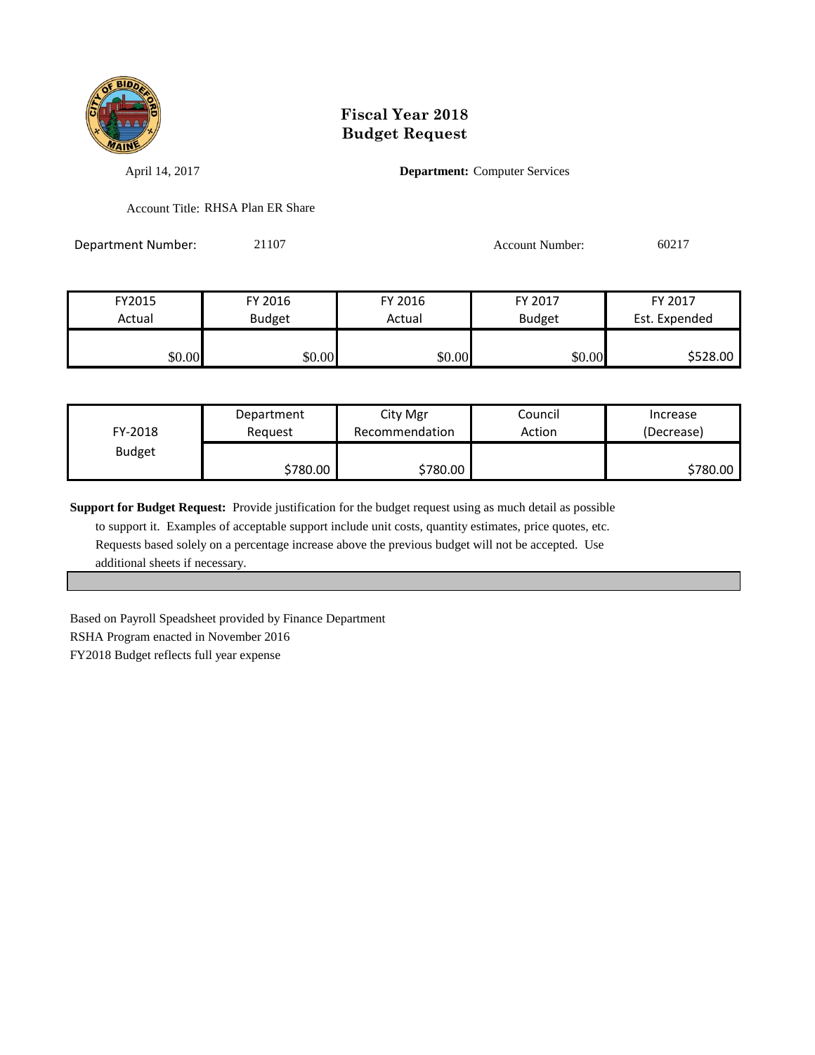# Fiscal Year 2018
# Budget Request

April 14, 2017

**Department:** Computer Services

Account Title: RHSA Plan ER Share

Department Number: 21107

Account Number: 60217

| FY2015 Actual | FY 2016 Budget | FY 2016 Actual | FY 2017 Budget | FY 2017 Est. Expended |
|---|---|---|---|---|
| $0.00 | $0.00 | $0.00 | $0.00 | $528.00 |

| FY-2018 Budget | Department Request | City Mgr Recommendation | Council Action | Increase (Decrease) |
|---|---|---|---|---|
| | $780.00 | $780.00 | | $780.00 |

**Support for Budget Request:** Provide justification for the budget request using as much detail as possible to support it. Examples of acceptable support include unit costs, quantity estimates, price quotes, etc. Requests based solely on a percentage increase above the previous budget will not be accepted. Use additional sheets if necessary.

Based on Payroll Speadsheet provided by Finance Department

RSHA Program enacted in November 2016

FY2018 Budget reflects full year expense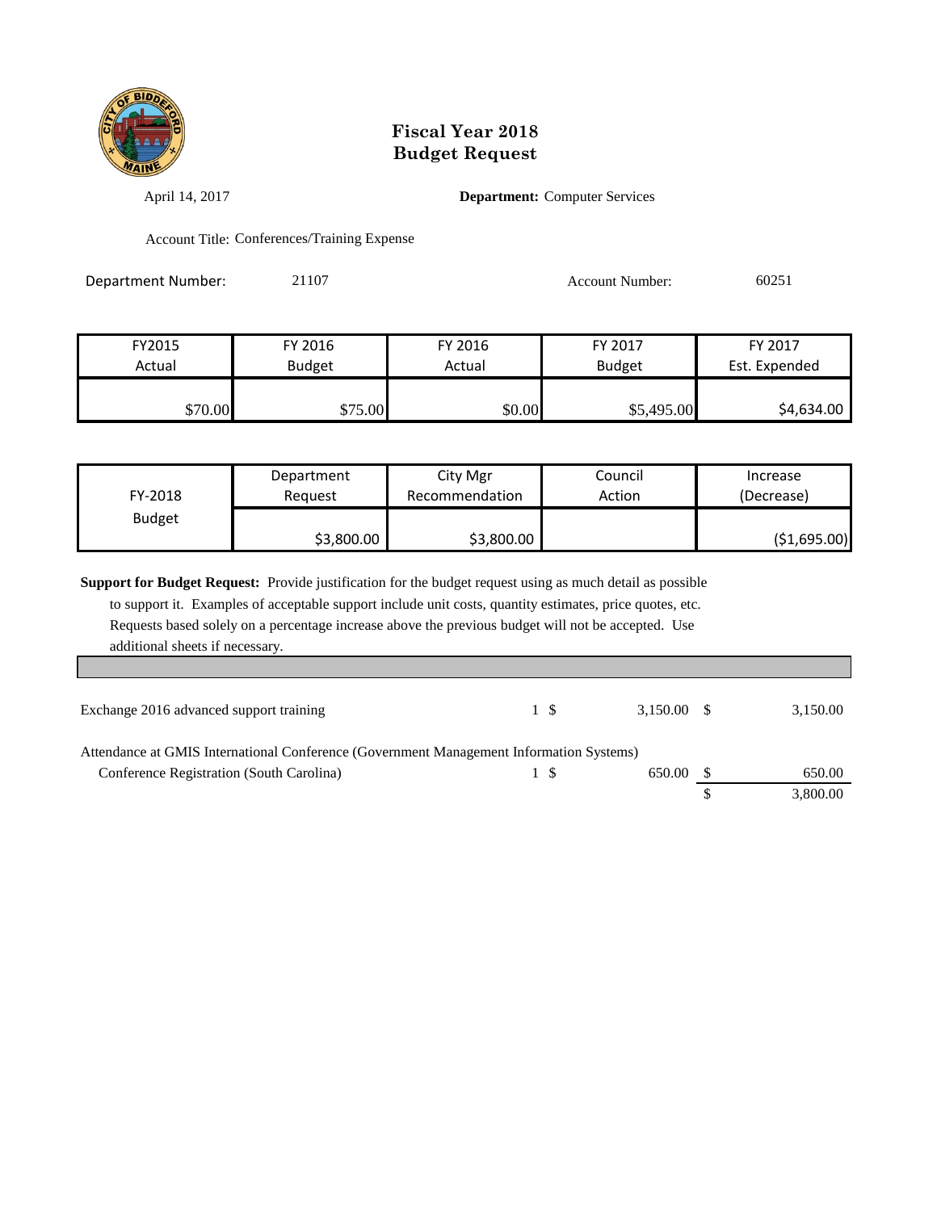# Fiscal Year 2018
# Budget Request

April 14, 2017

**Department:** Computer Services

Account Title: Conferences/Training Expense

Department Number: 21107

Account Number: 60251

| FY2015 Actual | FY 2016 Budget | FY 2016 Actual | FY 2017 Budget | FY 2017 Est. Expended |
|---|---|---|---|---|
| $70.00 | $75.00 | $0.00 | $5,495.00 | $4,634.00 |

| FY-2018 Budget | Department Request | City Mgr Recommendation | Council Action | Increase (Decrease) |
|---|---|---|---|---|
| | $3,800.00 | $3,800.00 | | ($1,695.00) |

**Support for Budget Request:** Provide justification for the budget request using as much detail as possible to support it. Examples of acceptable support include unit costs, quantity estimates, price quotes, etc. Requests based solely on a percentage increase above the previous budget will not be accepted. Use additional sheets if necessary.

| Item | Qty | Unit Cost | Total |
|---|---|---|---|
| Exchange 2016 advanced support training | 1 | $ 3,150.00 | $ 3,150.00 |
| Attendance at GMIS International Conference (Government Management Information Systems) | | | |
| Conference Registration (South Carolina) | 1 | $ 650.00 | $ 650.00 |
| | | | $ 3,800.00 |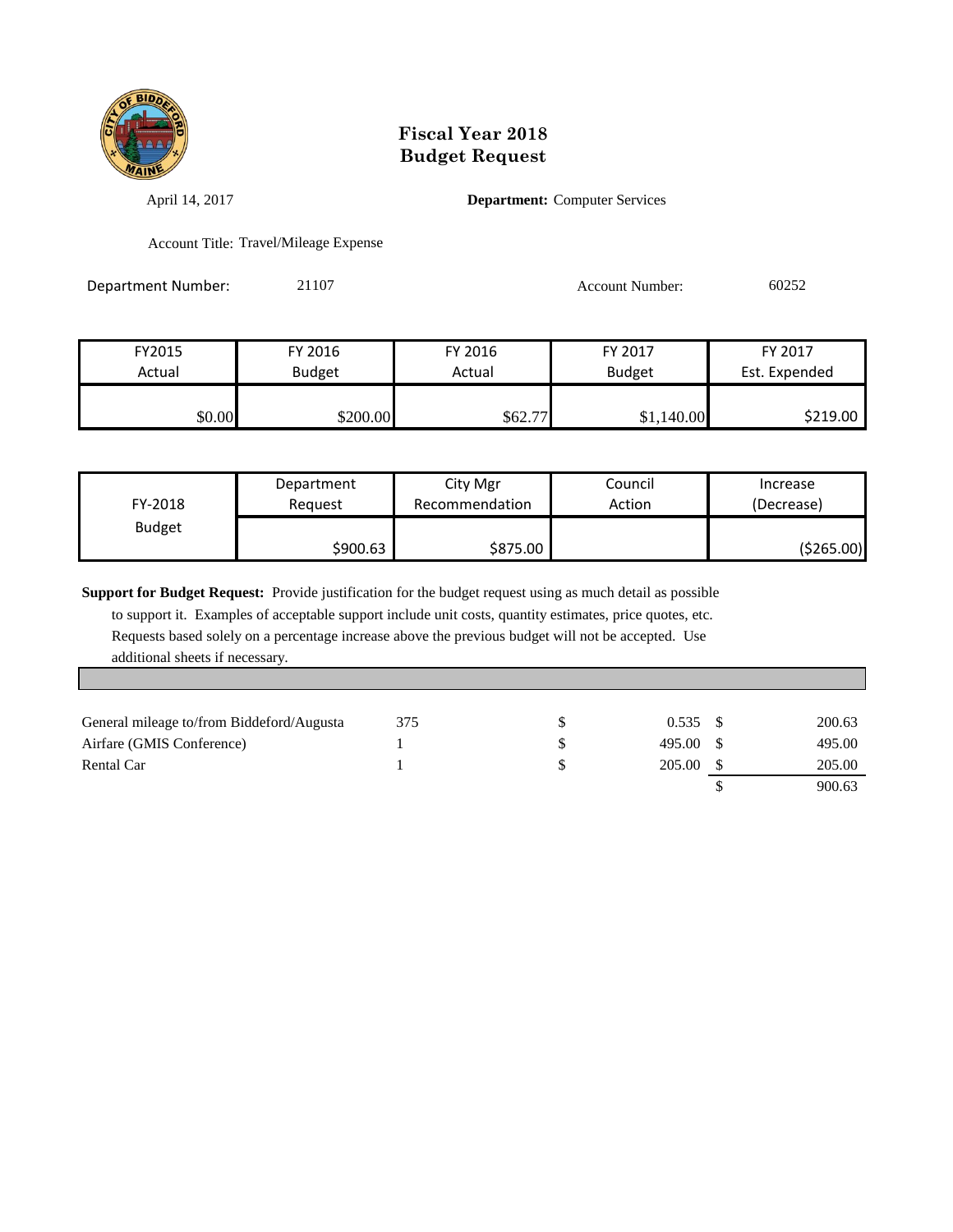# Fiscal Year 2018
# Budget Request

April 14, 2017

**Department:** Computer Services

Account Title: Travel/Mileage Expense

Department Number: 21107

Account Number: 60252

| FY2015 Actual | FY 2016 Budget | FY 2016 Actual | FY 2017 Budget | FY 2017 Est. Expended |
|---|---|---|---|---|
| $0.00 | $200.00 | $62.77 | $1,140.00 | $219.00 |

| FY-2018 Budget | Department Request | City Mgr Recommendation | Council Action | Increase (Decrease) |
|---|---|---|---|---|
| | $900.63 | $875.00 | | ($265.00) |

**Support for Budget Request:** Provide justification for the budget request using as much detail as possible to support it. Examples of acceptable support include unit costs, quantity estimates, price quotes, etc. Requests based solely on a percentage increase above the previous budget will not be accepted. Use additional sheets if necessary.

| Item | Quantity | Unit Cost | Total |
|---|---|---|---|
| General mileage to/from Biddeford/Augusta | 375 | $ 0.535 | $ 200.63 |
| Airfare (GMIS Conference) | 1 | $ 495.00 | $ 495.00 |
| Rental Car | 1 | $ 205.00 | $ 205.00 |
| | | | $ 900.63 |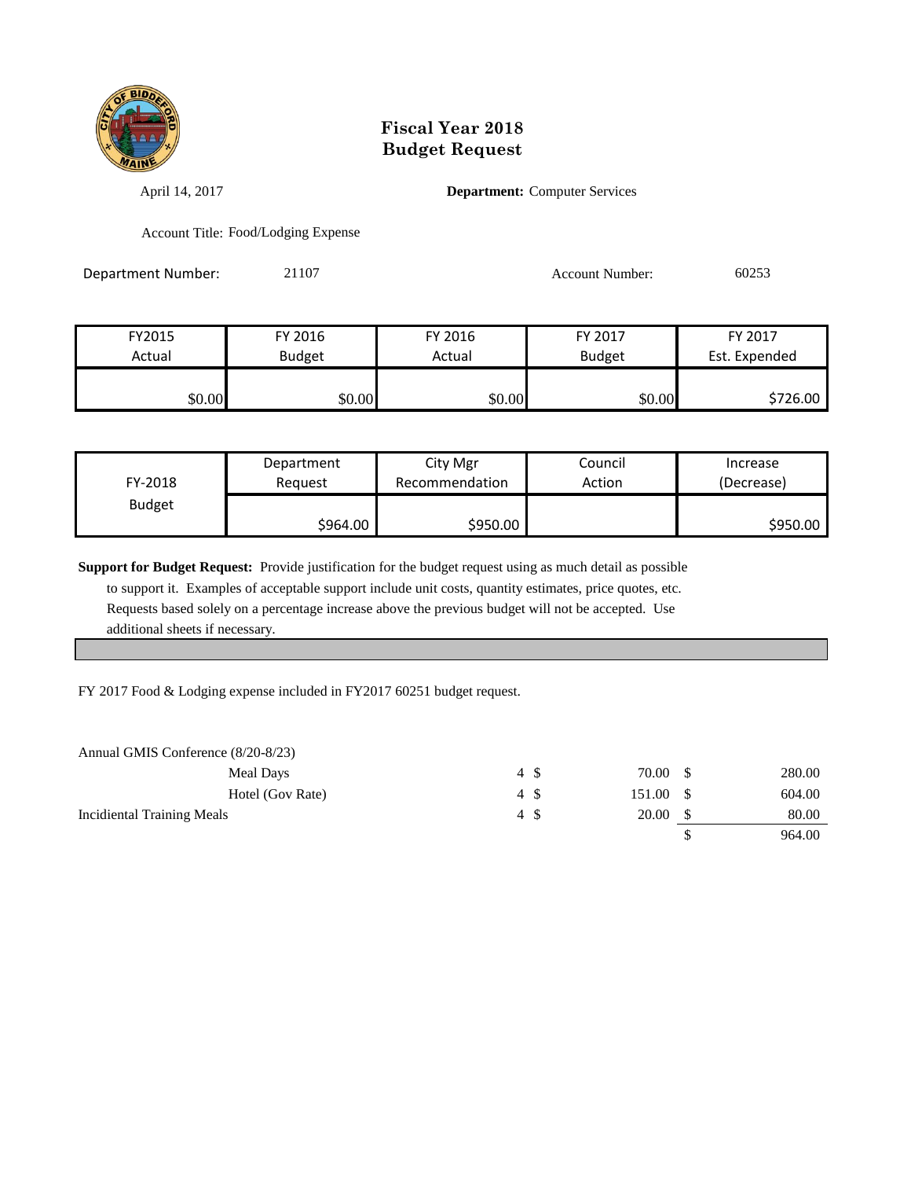# Fiscal Year 2018
# Budget Request

April 14, 2017

**Department:** Computer Services

Account Title: Food/Lodging Expense

Department Number: 21107

Account Number: 60253

| FY2015 Actual | FY 2016 Budget | FY 2016 Actual | FY 2017 Budget | FY 2017 Est. Expended |
|---|---|---|---|---|
| $0.00 | $0.00 | $0.00 | $0.00 | $726.00 |

| FY-2018 Budget | Department Request | City Mgr Recommendation | Council Action | Increase (Decrease) |
|---|---|---|---|---|
| | $964.00 | $950.00 | | $950.00 |

**Support for Budget Request:** Provide justification for the budget request using as much detail as possible to support it. Examples of acceptable support include unit costs, quantity estimates, price quotes, etc. Requests based solely on a percentage increase above the previous budget will not be accepted. Use additional sheets if necessary.

FY 2017 Food & Lodging expense included in FY2017 60251 budget request.

| Item | Qty | Unit Cost | Total |
|---|---|---|---|
| Annual GMIS Conference (8/20-8/23) | | | |
| Meal Days | 4 | $ 70.00 | $ 280.00 |
| Hotel (Gov Rate) | 4 | $ 151.00 | $ 604.00 |
| Incidential Training Meals | 4 | $ 20.00 | $ 80.00 |
| | | | $ 964.00 |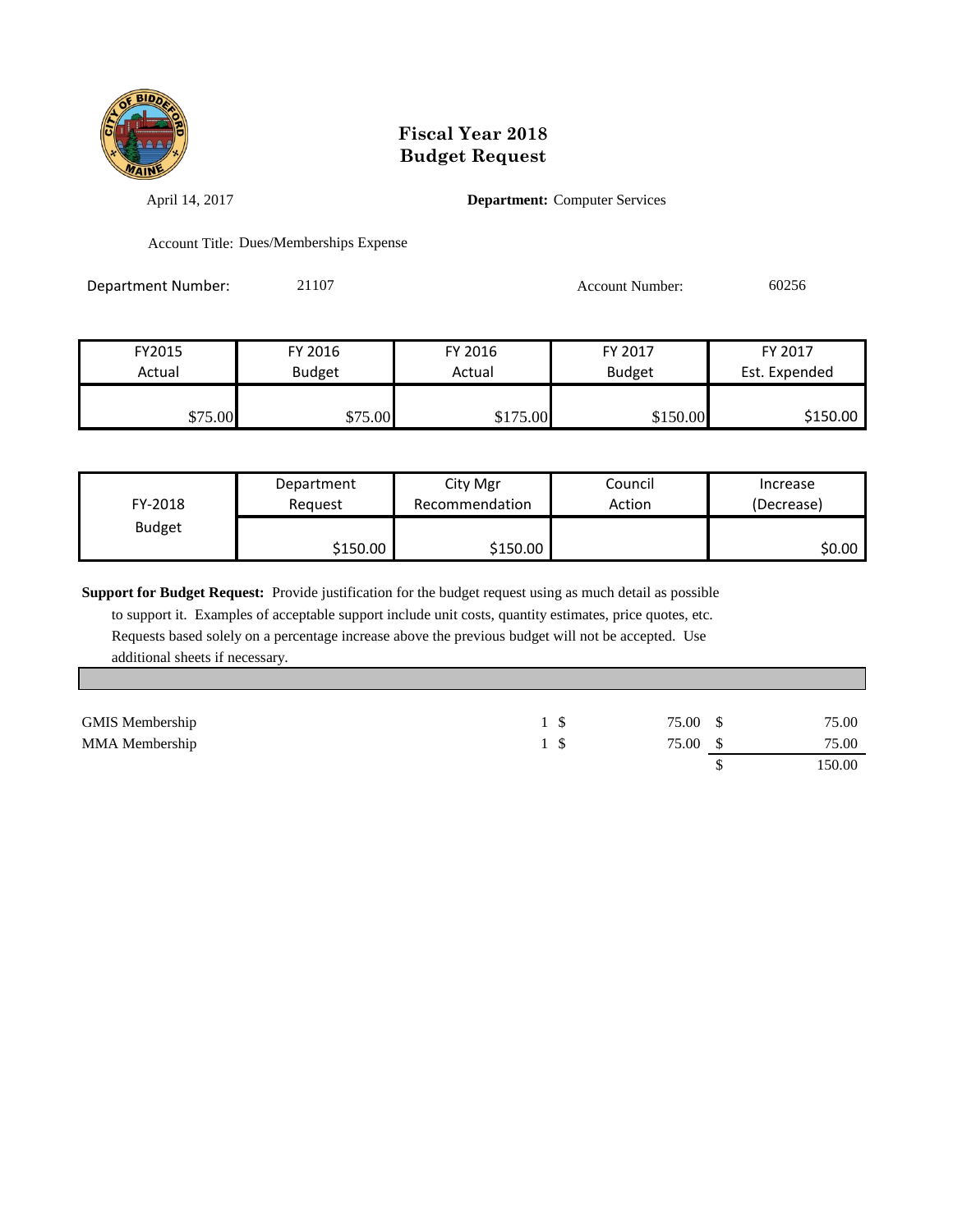# Fiscal Year 2018
# Budget Request

April 14, 2017

**Department:** Computer Services

Account Title: Dues/Memberships Expense

Department Number: 21107

Account Number: 60256

| FY2015 Actual | FY 2016 Budget | FY 2016 Actual | FY 2017 Budget | FY 2017 Est. Expended |
|---|---|---|---|---|
| $75.00 | $75.00 | $175.00 | $150.00 | $150.00 |

| FY-2018 Budget | Department Request | City Mgr Recommendation | Council Action | Increase (Decrease) |
|---|---|---|---|---|
| | $150.00 | $150.00 | | $0.00 |

**Support for Budget Request:** Provide justification for the budget request using as much detail as possible to support it. Examples of acceptable support include unit costs, quantity estimates, price quotes, etc. Requests based solely on a percentage increase above the previous budget will not be accepted. Use additional sheets if necessary.

| Item | Qty | Unit Cost | Total |
|---|---|---|---|
| GMIS Membership | 1 | $ 75.00 | $ 75.00 |
| MMA Membership | 1 | $ 75.00 | $ 75.00 |
| | | | $ 150.00 |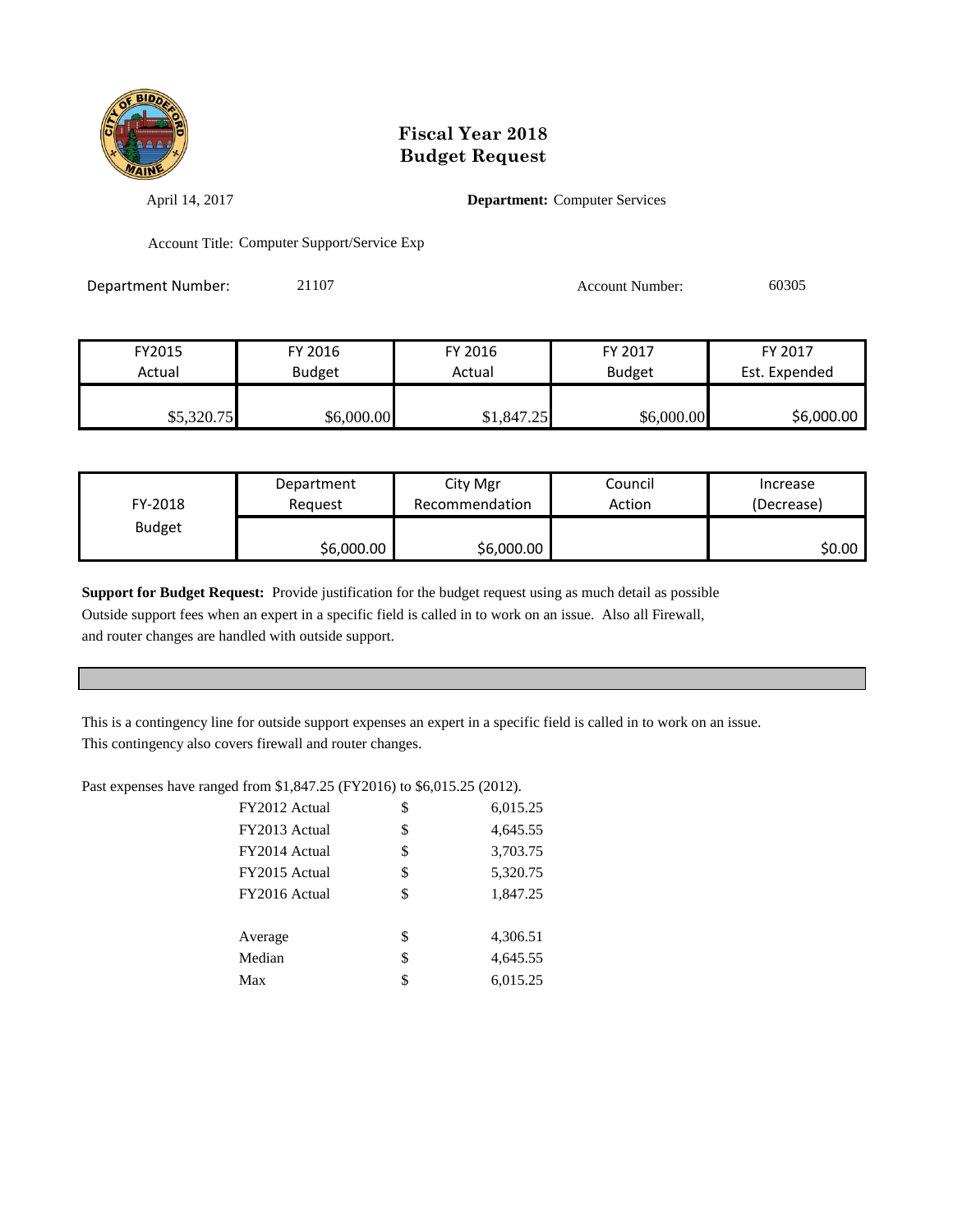# Fiscal Year 2018
# Budget Request

April 14, 2017 **Department:** Computer Services

Account Title: Computer Support/Service Exp

Department Number: 21107 Account Number: 60305

| FY2015 Actual | FY 2016 Budget | FY 2016 Actual | FY 2017 Budget | FY 2017 Est. Expended |
|---|---|---|---|---|
| $5,320.75 | $6,000.00 | $1,847.25 | $6,000.00 | $6,000.00 |

| FY-2018 Budget | Department Request | City Mgr Recommendation | Council Action | Increase (Decrease) |
|---|---|---|---|---|
| | $6,000.00 | $6,000.00 | | $0.00 |

**Support for Budget Request:** Provide justification for the budget request using as much detail as possible
Outside support fees when an expert in a specific field is called in to work on an issue. Also all Firewall, and router changes are handled with outside support.

This is a contingency line for outside support expenses an expert in a specific field is called in to work on an issue.
This contingency also covers firewall and router changes.

Past expenses have ranged from $1,847.25 (FY2016) to $6,015.25 (2012).

| | | |
|---|---|---|
| FY2012 Actual | $ | 6,015.25 |
| FY2013 Actual | $ | 4,645.55 |
| FY2014 Actual | $ | 3,703.75 |
| FY2015 Actual | $ | 5,320.75 |
| FY2016 Actual | $ | 1,847.25 |
| | | |
| Average | $ | 4,306.51 |
| Median | $ | 4,645.55 |
| Max | $ | 6,015.25 |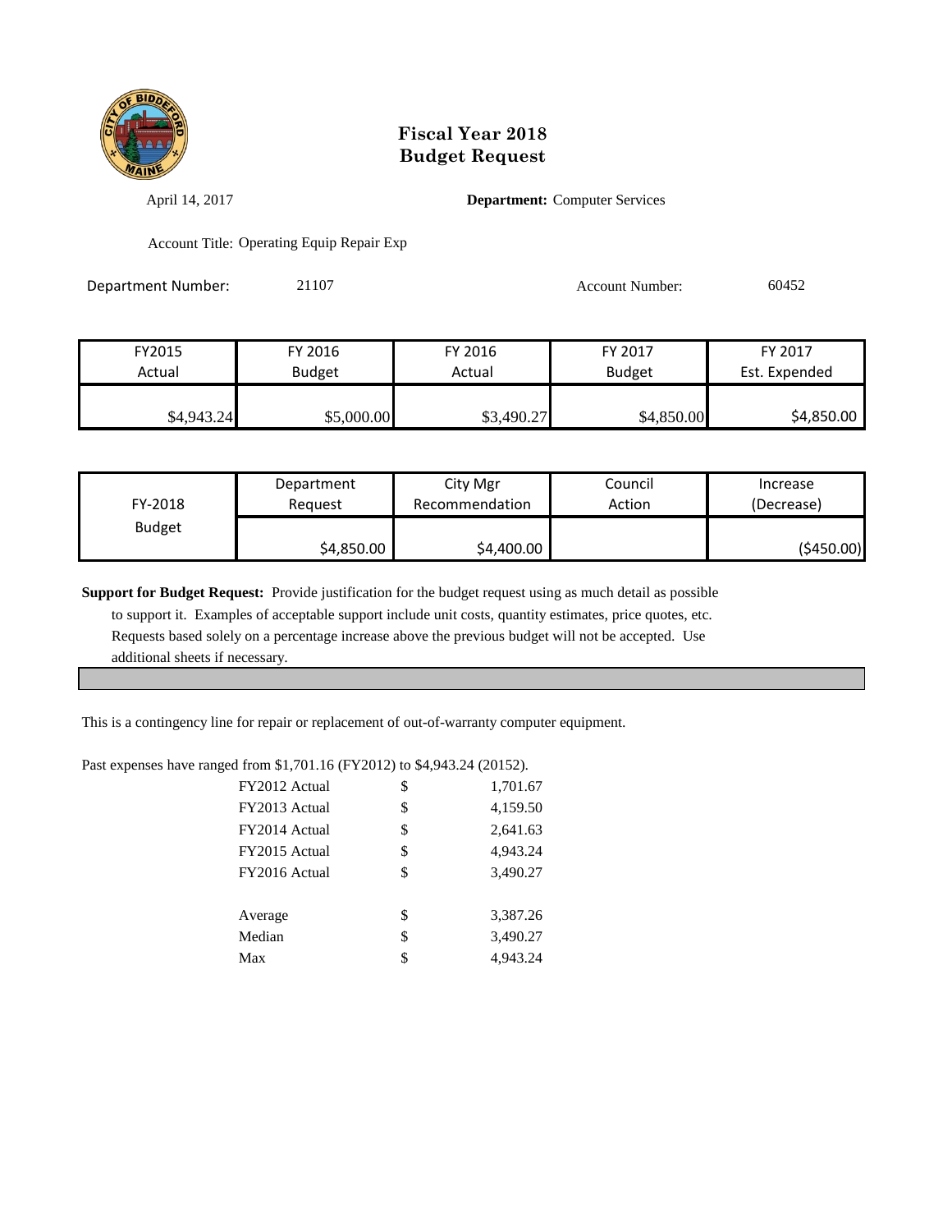# Fiscal Year 2018
# Budget Request

April 14, 2017

**Department:** Computer Services

Account Title: Operating Equip Repair Exp

Department Number: 21107

Account Number: 60452

| FY2015 Actual | FY 2016 Budget | FY 2016 Actual | FY 2017 Budget | FY 2017 Est. Expended |
|---|---|---|---|---|
| $4,943.24 | $5,000.00 | $3,490.27 | $4,850.00 | $4,850.00 |

| FY-2018 Budget | Department Request | City Mgr Recommendation | Council Action | Increase (Decrease) |
|---|---|---|---|---|
| | $4,850.00 | $4,400.00 | | ($450.00) |

**Support for Budget Request:** Provide justification for the budget request using as much detail as possible to support it. Examples of acceptable support include unit costs, quantity estimates, price quotes, etc. Requests based solely on a percentage increase above the previous budget will not be accepted. Use additional sheets if necessary.

This is a contingency line for repair or replacement of out-of-warranty computer equipment.

Past expenses have ranged from $1,701.16 (FY2012) to $4,943.24 (20152).

| | | |
|---|---|---|
| FY2012 Actual | $ | 1,701.67 |
| FY2013 Actual | $ | 4,159.50 |
| FY2014 Actual | $ | 2,641.63 |
| FY2015 Actual | $ | 4,943.24 |
| FY2016 Actual | $ | 3,490.27 |
| | | |
| Average | $ | 3,387.26 |
| Median | $ | 3,490.27 |
| Max | $ | 4,943.24 |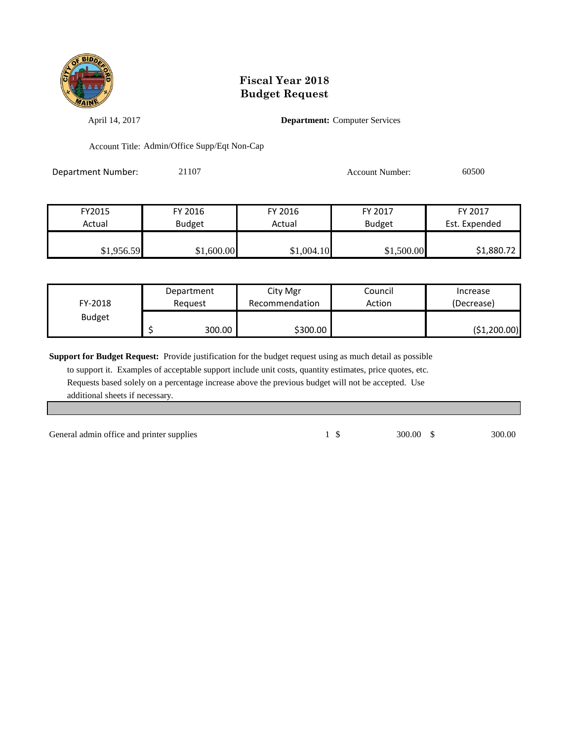# Fiscal Year 2018
# Budget Request

April 14, 2017

**Department:** Computer Services

Account Title: Admin/Office Supp/Eqt Non-Cap

Department Number: 21107

Account Number: 60500

| FY2015 Actual | FY 2016 Budget | FY 2016 Actual | FY 2017 Budget | FY 2017 Est. Expended |
|---|---|---|---|---|
| $1,956.59 | $1,600.00 | $1,004.10 | $1,500.00 | $1,880.72 |

| FY-2018 Budget | Department Request | City Mgr Recommendation | Council Action | Increase (Decrease) |
|---|---|---|---|---|
| | $ 300.00 | $300.00 | | ($1,200.00) |

**Support for Budget Request:** Provide justification for the budget request using as much detail as possible to support it. Examples of acceptable support include unit costs, quantity estimates, price quotes, etc. Requests based solely on a percentage increase above the previous budget will not be accepted. Use additional sheets if necessary.

| | | | |
|---|---|---|---|
| General admin office and printer supplies | 1 | $ 300.00 | $ 300.00 |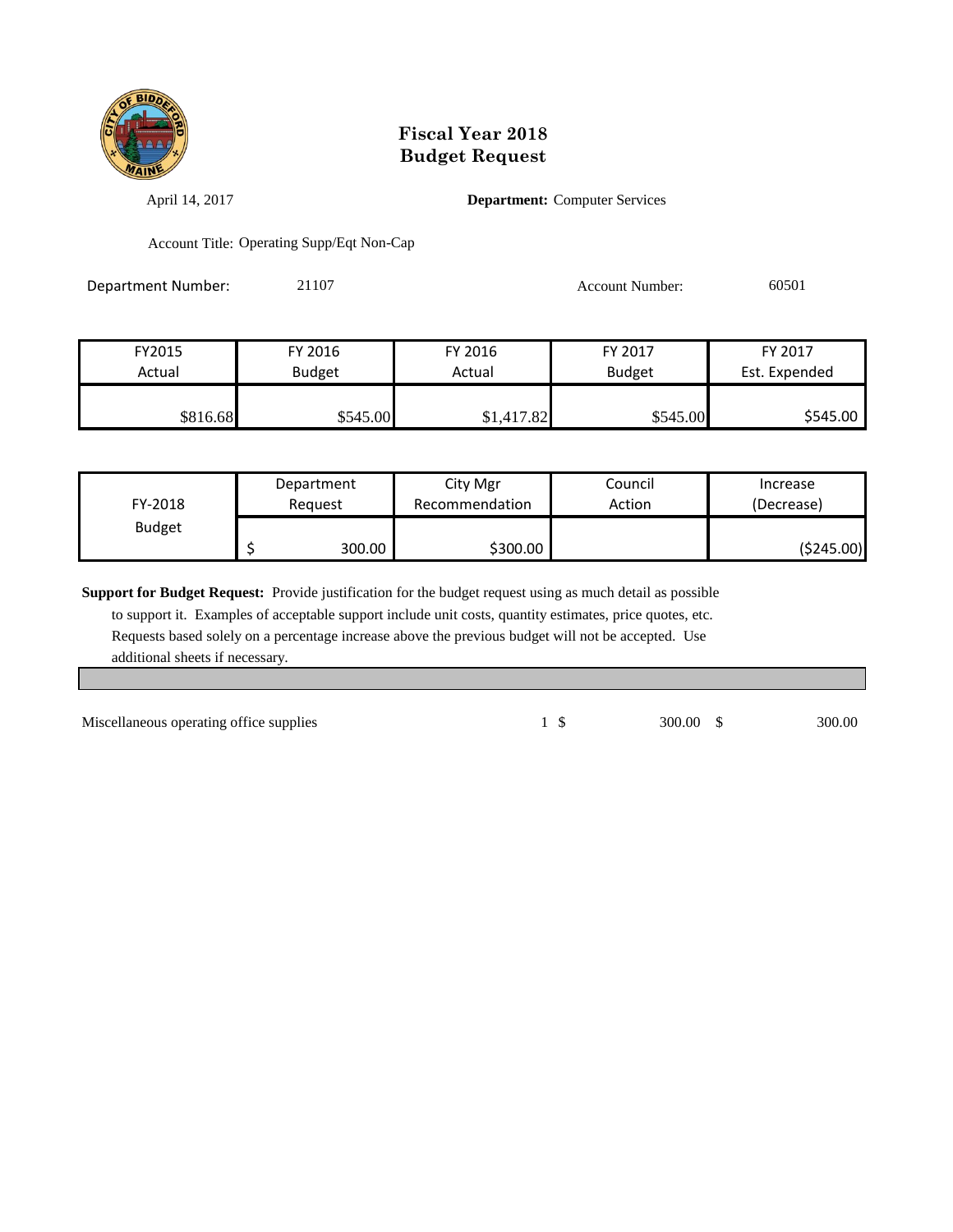# Fiscal Year 2018
# Budget Request

April 14, 2017

**Department:** Computer Services

Account Title: Operating Supp/Eqt Non-Cap

Department Number: 21107

Account Number: 60501

| FY2015 Actual | FY 2016 Budget | FY 2016 Actual | FY 2017 Budget | FY 2017 Est. Expended |
|---|---|---|---|---|
| $816.68 | $545.00 | $1,417.82 | $545.00 | $545.00 |

| FY-2018 Budget | Department Request | City Mgr Recommendation | Council Action | Increase (Decrease) |
|---|---|---|---|---|
| | $ 300.00 | $300.00 | | ($245.00) |

**Support for Budget Request:** Provide justification for the budget request using as much detail as possible to support it. Examples of acceptable support include unit costs, quantity estimates, price quotes, etc. Requests based solely on a percentage increase above the previous budget will not be accepted. Use additional sheets if necessary.

| Description | Qty | Unit Cost | Total |
|---|---|---|---|
| Miscellaneous operating office supplies | 1 | $ 300.00 | $ 300.00 |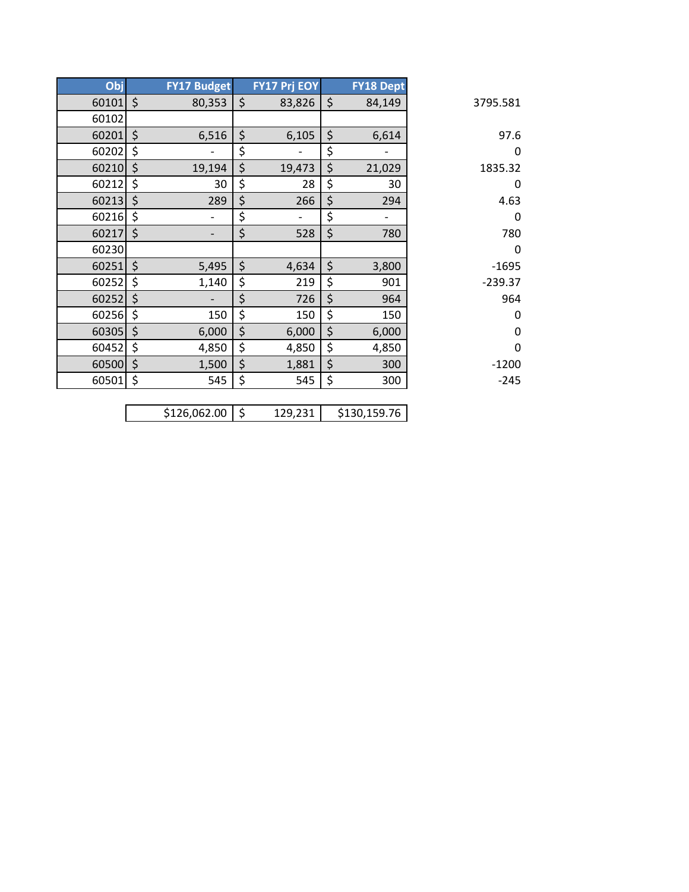| Obj | FY17 Budget | FY17 Prj EOY | FY18 Dept | |
|---|---|---|---|---|
| 60101 | $ 80,353 | $ 83,826 | $ 84,149 | 3795.581 |
| 60102 | | | | |
| 60201 | $ 6,516 | $ 6,105 | $ 6,614 | 97.6 |
| 60202 | $ - | $ - | $ - | 0 |
| 60210 | $ 19,194 | $ 19,473 | $ 21,029 | 1835.32 |
| 60212 | $ 30 | $ 28 | $ 30 | 0 |
| 60213 | $ 289 | $ 266 | $ 294 | 4.63 |
| 60216 | $ - | $ - | $ - | 0 |
| 60217 | $ - | $ 528 | $ 780 | 780 |
| 60230 | | | | 0 |
| 60251 | $ 5,495 | $ 4,634 | $ 3,800 | -1695 |
| 60252 | $ 1,140 | $ 219 | $ 901 | -239.37 |
| 60252 | $ - | $ 726 | $ 964 | 964 |
| 60256 | $ 150 | $ 150 | $ 150 | 0 |
| 60305 | $ 6,000 | $ 6,000 | $ 6,000 | 0 |
| 60452 | $ 4,850 | $ 4,850 | $ 4,850 | 0 |
| 60500 | $ 1,500 | $ 1,881 | $ 300 | -1200 |
| 60501 | $ 545 | $ 545 | $ 300 | -245 |
| | $126,062.00 | $ 129,231 | $130,159.76 | |